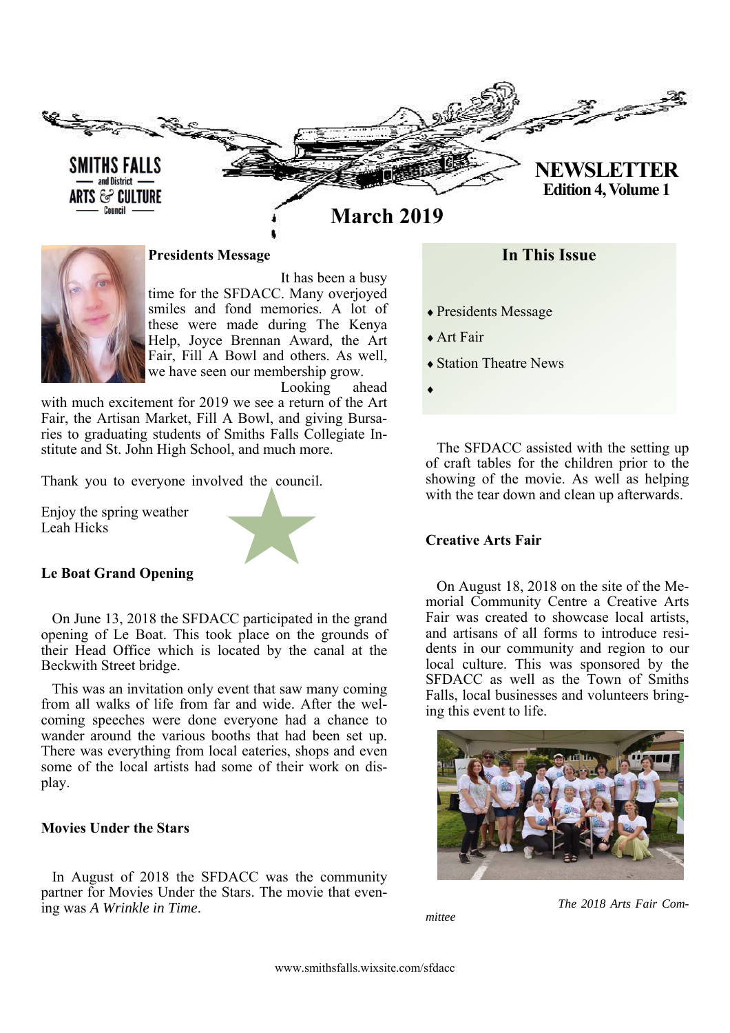SMITHS FALLS and District ARTS & CULTURE Council

# NEWSLETTER

**Edition 4, Volume 1**

## March 2019

### Presidents Message

It has been a busy time for the SFDACC. Many overjoyed smiles and fond memories. A lot of these were made during The Kenya Help, Joyce Brennan Award, the Art Fair, Fill A Bowl and others. As well, we have seen our membership grow. Looking ahead with much excitement for 2019 we see a return of the Art Fair, the Artisan Market, Fill A Bowl, and giving Bursaries to graduating students of Smiths Falls Collegiate Institute and St. John High School, and much more.

Thank you to everyone involved the council.

Enjoy the spring weather
Leah Hicks

### In This Issue

- Presidents Message
- Art Fair
- Station Theatre News

### Le Boat Grand Opening

On June 13, 2018 the SFDACC participated in the grand opening of Le Boat. This took place on the grounds of their Head Office which is located by the canal at the Beckwith Street bridge.

This was an invitation only event that saw many coming from all walks of life from far and wide. After the welcoming speeches were done everyone had a chance to wander around the various booths that had been set up. There was everything from local eateries, shops and even some of the local artists had some of their work on display.

### Movies Under the Stars

In August of 2018 the SFDACC was the community partner for Movies Under the Stars. The movie that evening was *A Wrinkle in Time*.

The SFDACC assisted with the setting up of craft tables for the children prior to the showing of the movie. As well as helping with the tear down and clean up afterwards.

### Creative Arts Fair

On August 18, 2018 on the site of the Memorial Community Centre a Creative Arts Fair was created to showcase local artists, and artisans of all forms to introduce residents in our community and region to our local culture. This was sponsored by the SFDACC as well as the Town of Smiths Falls, local businesses and volunteers bringing this event to life.

*The 2018 Arts Fair Committee*

www.smithsfalls.wixsite.com/sfdacc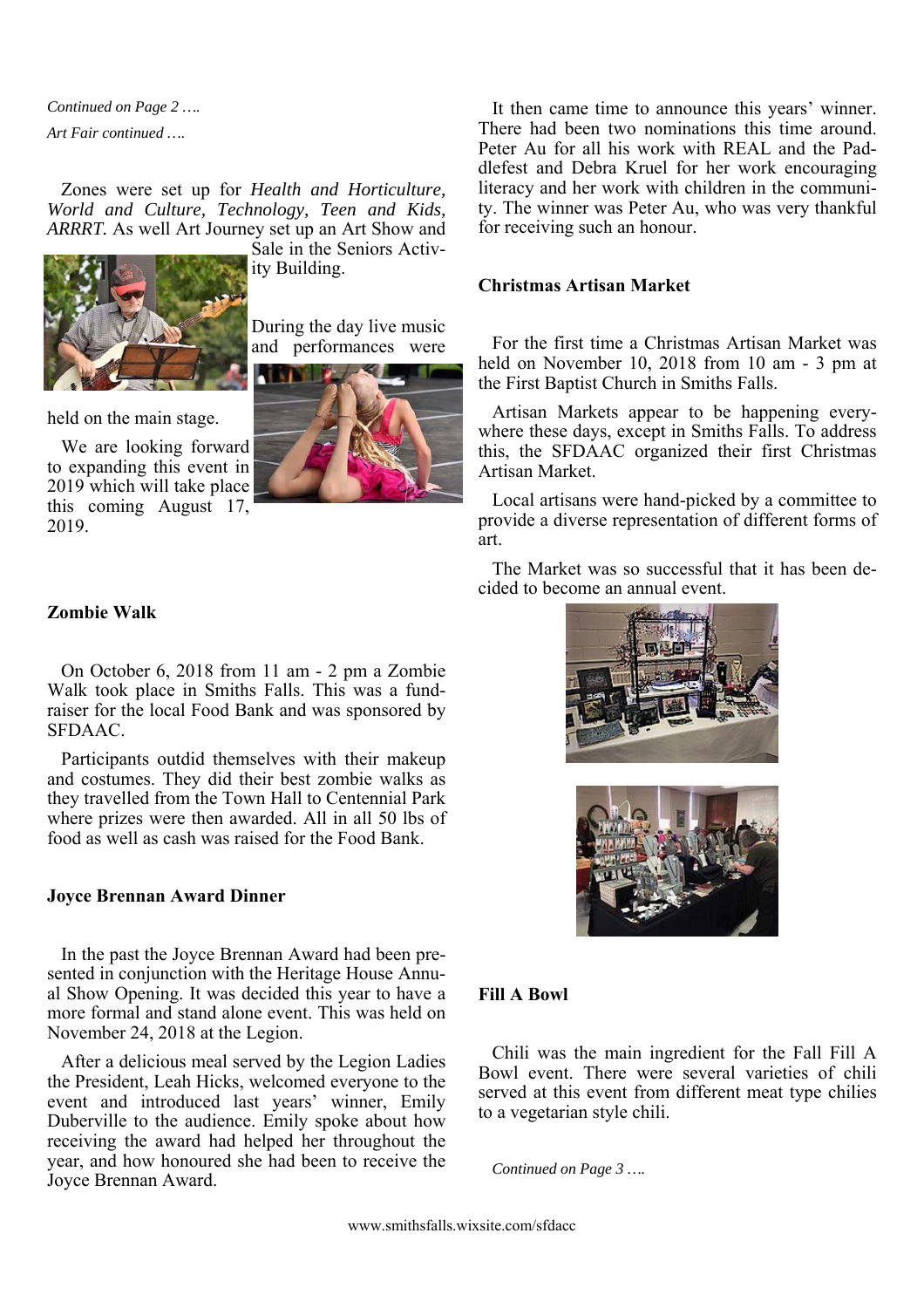*Continued on Page 2 ….*

*Art Fair continued ….*

Zones were set up for *Health and Horticulture, World and Culture, Technology, Teen and Kids, ARRRT.* As well Art Journey set up an Art Show and Sale in the Seniors Activity Building.

During the day live music and performances were held on the main stage.

We are looking forward to expanding this event in 2019 which will take place this coming August 17, 2019.

**Zombie Walk**

On October 6, 2018 from 11 am - 2 pm a Zombie Walk took place in Smiths Falls. This was a fundraiser for the local Food Bank and was sponsored by SFDAAC.

Participants outdid themselves with their makeup and costumes. They did their best zombie walks as they travelled from the Town Hall to Centennial Park where prizes were then awarded. All in all 50 lbs of food as well as cash was raised for the Food Bank.

**Joyce Brennan Award Dinner**

In the past the Joyce Brennan Award had been presented in conjunction with the Heritage House Annual Show Opening. It was decided this year to have a more formal and stand alone event. This was held on November 24, 2018 at the Legion.

After a delicious meal served by the Legion Ladies the President, Leah Hicks, welcomed everyone to the event and introduced last years' winner, Emily Duberville to the audience. Emily spoke about how receiving the award had helped her throughout the year, and how honoured she had been to receive the Joyce Brennan Award.

It then came time to announce this years' winner. There had been two nominations this time around. Peter Au for all his work with REAL and the Paddlefest and Debra Kruel for her work encouraging literacy and her work with children in the community. The winner was Peter Au, who was very thankful for receiving such an honour.

**Christmas Artisan Market**

For the first time a Christmas Artisan Market was held on November 10, 2018 from 10 am - 3 pm at the First Baptist Church in Smiths Falls.

Artisan Markets appear to be happening everywhere these days, except in Smiths Falls. To address this, the SFDAAC organized their first Christmas Artisan Market.

Local artisans were hand-picked by a committee to provide a diverse representation of different forms of art.

The Market was so successful that it has been decided to become an annual event.

**Fill A Bowl**

Chili was the main ingredient for the Fall Fill A Bowl event. There were several varieties of chili served at this event from different meat type chilies to a vegetarian style chili.

*Continued on Page 3 ….*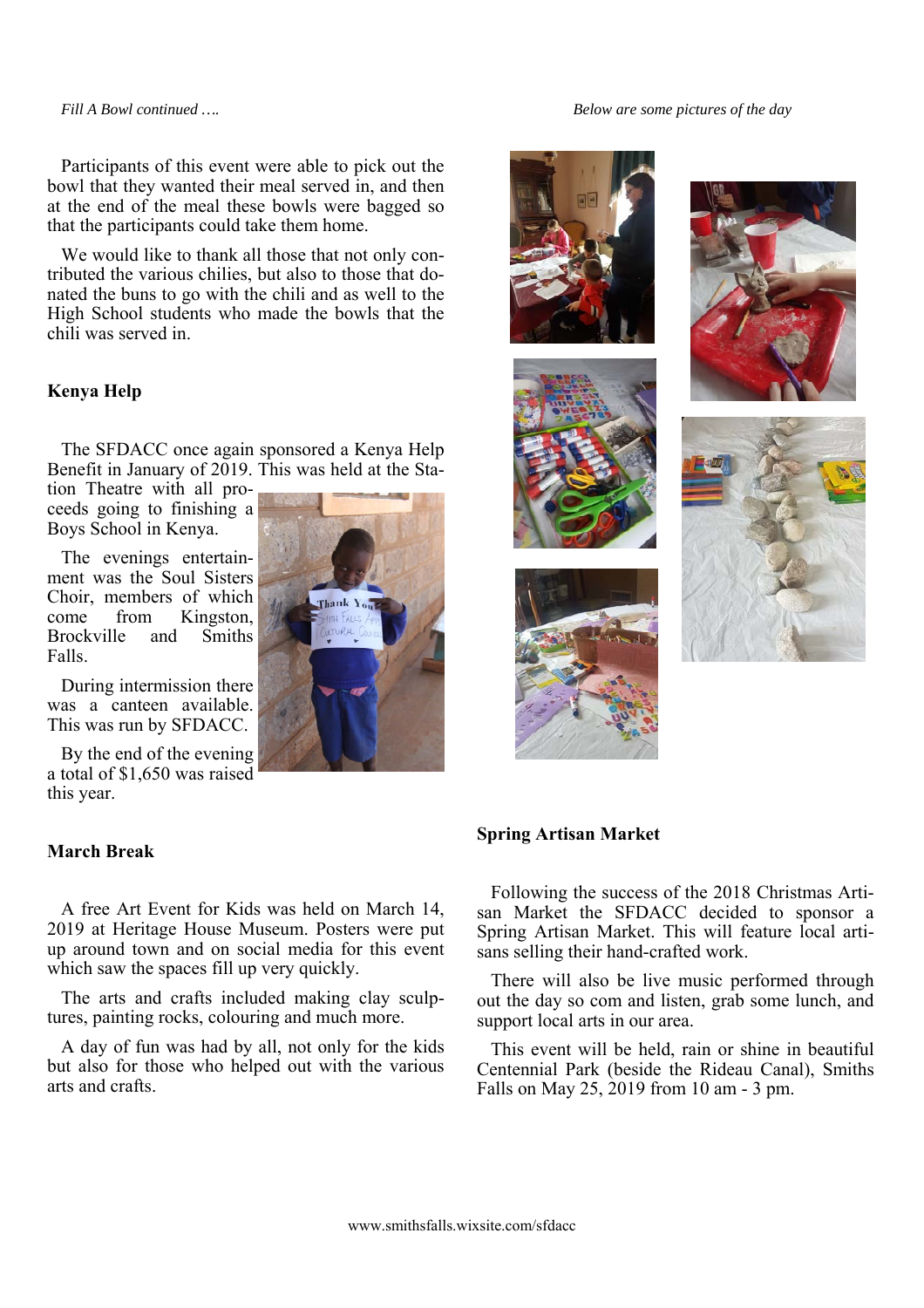*Fill A Bowl continued ….*

Participants of this event were able to pick out the bowl that they wanted their meal served in, and then at the end of the meal these bowls were bagged so that the participants could take them home.

We would like to thank all those that not only contributed the various chilies, but also to those that donated the buns to go with the chili and as well to the High School students who made the bowls that the chili was served in.

**Kenya Help**

The SFDACC once again sponsored a Kenya Help Benefit in January of 2019. This was held at the Station Theatre with all proceeds going to finishing a Boys School in Kenya.

The evenings entertainment was the Soul Sisters Choir, members of which come from Kingston, Brockville and Smiths Falls.

During intermission there was a canteen available. This was run by SFDACC.

By the end of the evening a total of $1,650 was raised this year.

**March Break**

A free Art Event for Kids was held on March 14, 2019 at Heritage House Museum. Posters were put up around town and on social media for this event which saw the spaces fill up very quickly.

The arts and crafts included making clay sculptures, painting rocks, colouring and much more.

A day of fun was had by all, not only for the kids but also for those who helped out with the various arts and crafts.

*Below are some pictures of the day*

**Spring Artisan Market**

Following the success of the 2018 Christmas Artisan Market the SFDACC decided to sponsor a Spring Artisan Market. This will feature local artisans selling their hand-crafted work.

There will also be live music performed through out the day so com and listen, grab some lunch, and support local arts in our area.

This event will be held, rain or shine in beautiful Centennial Park (beside the Rideau Canal), Smiths Falls on May 25, 2019 from 10 am - 3 pm.

www.smithsfalls.wixsite.com/sfdacc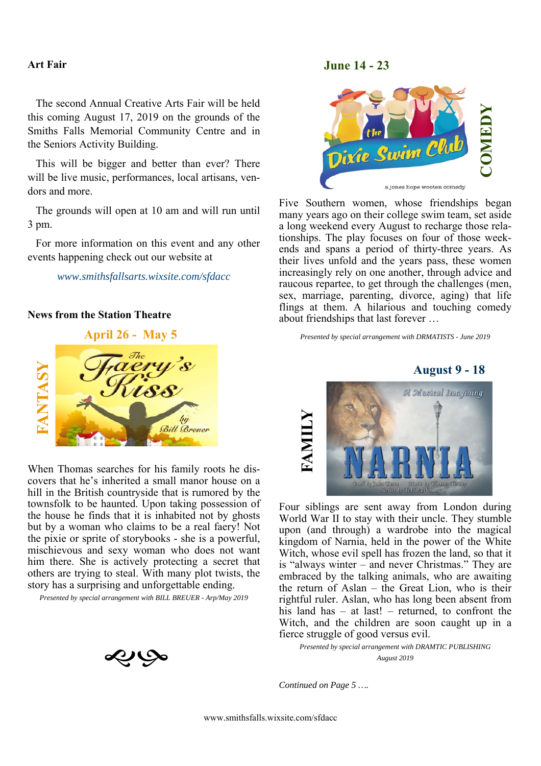## Art Fair

The second Annual Creative Arts Fair will be held this coming August 17, 2019 on the grounds of the Smiths Falls Memorial Community Centre and in the Seniors Activity Building.

This will be bigger and better than ever? There will be live music, performances, local artisans, vendors and more.

The grounds will open at 10 am and will run until 3 pm.

For more information on this event and any other events happening check out our website at

*www.smithsfallsarts.wixsite.com/sfdacc*

## News from the Station Theatre

### April 26 - May 5

**FANTASY**

**The Faery's Kiss** by Bill Breuer

When Thomas searches for his family roots he discovers that he's inherited a small manor house on a hill in the British countryside that is rumored by the townsfolk to be haunted. Upon taking possession of the house he finds that it is inhabited not by ghosts but by a woman who claims to be a real faery! Not the pixie or sprite of storybooks - she is a powerful, mischievous and sexy woman who does not want him there. She is actively protecting a secret that others are trying to steal. With many plot twists, the story has a surprising and unforgettable ending.

*Presented by special arrangement with BILL BREUER - Arp/May 2019*

### June 14 - 23

**COMEDY**

**The Dixie Swim Club** — a jones hope wooten comedy

Five Southern women, whose friendships began many years ago on their college swim team, set aside a long weekend every August to recharge those relationships. The play focuses on four of those weekends and spans a period of thirty-three years. As their lives unfold and the years pass, these women increasingly rely on one another, through advice and raucous repartee, to get through the challenges (men, sex, marriage, parenting, divorce, aging) that life flings at them. A hilarious and touching comedy about friendships that last forever …

*Presented by special arrangement with DRMATISTS - June 2019*

### August 9 - 18

**FAMILY**

**NARNIA** — A Musical Imagining

Four siblings are sent away from London during World War II to stay with their uncle. They stumble upon (and through) a wardrobe into the magical kingdom of Narnia, held in the power of the White Witch, whose evil spell has frozen the land, so that it is "always winter – and never Christmas." They are embraced by the talking animals, who are awaiting the return of Aslan – the Great Lion, who is their rightful ruler. Aslan, who has long been absent from his land has – at last! – returned, to confront the Witch, and the children are soon caught up in a fierce struggle of good versus evil.

*Presented by special arrangement with DRAMTIC PUBLISHING August 2019*

*Continued on Page 5 ….*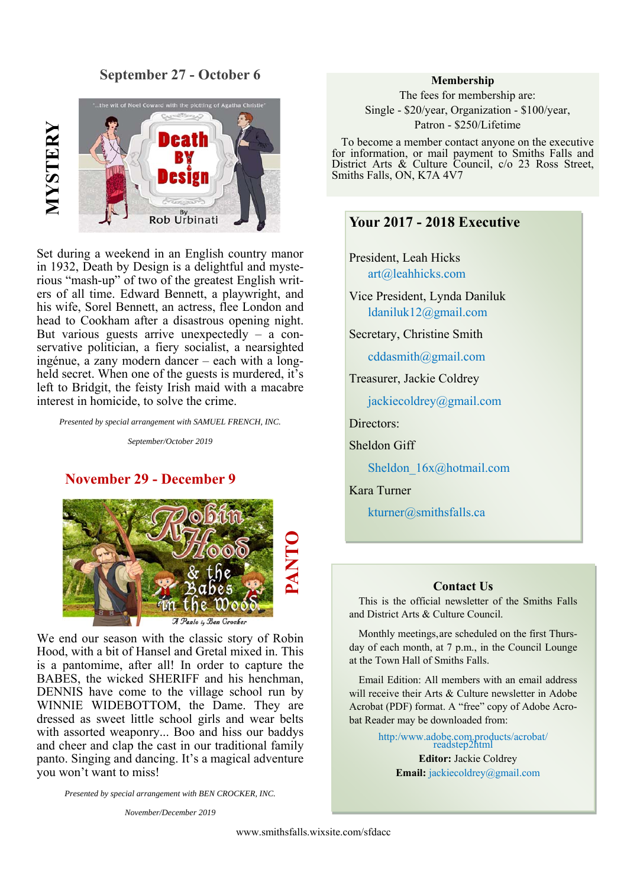## September 27 - October 6

**MYSTERY**

Set during a weekend in an English country manor in 1932, Death by Design is a delightful and mysterious "mash-up" of two of the greatest English writers of all time. Edward Bennett, a playwright, and his wife, Sorel Bennett, an actress, flee London and head to Cookham after a disastrous opening night. But various guests arrive unexpectedly – a conservative politician, a fiery socialist, a nearsighted ingénue, a zany modern dancer – each with a long-held secret. When one of the guests is murdered, it's left to Bridgit, the feisty Irish maid with a macabre interest in homicide, to solve the crime.

*Presented by special arrangement with SAMUEL FRENCH, INC.*

*September/October 2019*

## November 29 - December 9

**PANTO**

We end our season with the classic story of Robin Hood, with a bit of Hansel and Gretal mixed in. This is a pantomime, after all! In order to capture the BABES, the wicked SHERIFF and his henchman, DENNIS have come to the village school run by WINNIE WIDEBOTTOM, the Dame. They are dressed as sweet little school girls and wear belts with assorted weaponry... Boo and hiss our baddys and cheer and clap the cast in our traditional family panto. Singing and dancing. It's a magical adventure you won't want to miss!

*Presented by special arrangement with BEN CROCKER, INC.*

*November/December 2019*

### Membership

The fees for membership are:
Single - $20/year, Organization - $100/year,
Patron - $250/Lifetime

To become a member contact anyone on the executive for information, or mail payment to Smiths Falls and District Arts & Culture Council, c/o 23 Ross Street, Smiths Falls, ON, K7A 4V7

### Your 2017 - 2018 Executive

President, Leah Hicks
art@leahhicks.com

Vice President, Lynda Daniluk
ldaniluk12@gmail.com

Secretary, Christine Smith
cddasmith@gmail.com

Treasurer, Jackie Coldrey
jackiecoldrey@gmail.com

Directors:

Sheldon Giff
Sheldon_16x@hotmail.com

Kara Turner
kturner@smithsfalls.ca

### Contact Us

This is the official newsletter of the Smiths Falls and District Arts & Culture Council.

Monthly meetings,are scheduled on the first Thursday of each month, at 7 p.m., in the Council Lounge at the Town Hall of Smiths Falls.

Email Edition: All members with an email address will receive their Arts & Culture newsletter in Adobe Acrobat (PDF) format. A "free" copy of Adobe Acrobat Reader may be downloaded from:

http:/www.adobe.com.products/acrobat/readstep2html

**Editor:** Jackie Coldrey
**Email:** jackiecoldrey@gmail.com

www.smithsfalls.wixsite.com/sfdacc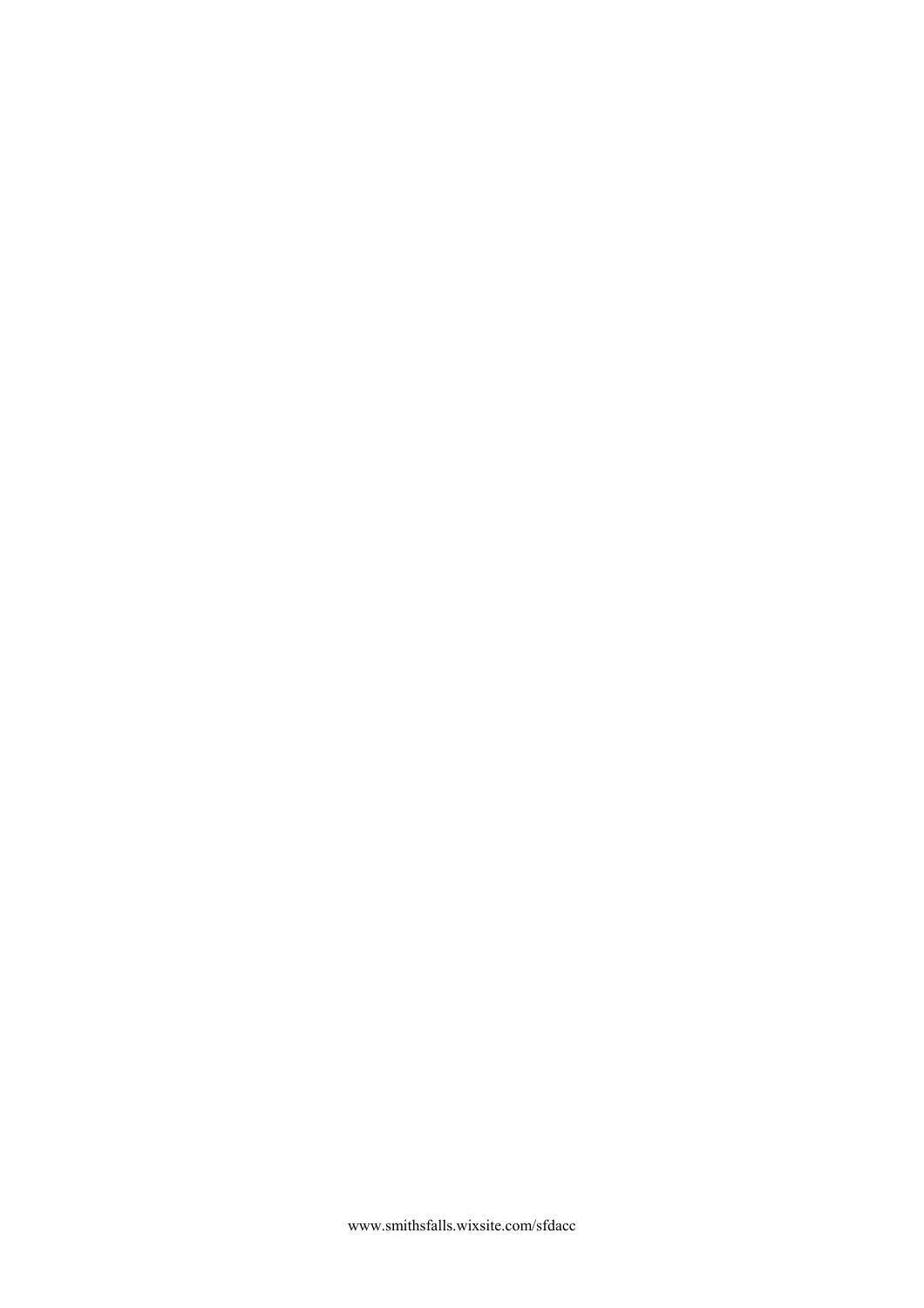www.smithsfalls.wixsite.com/sfdacc